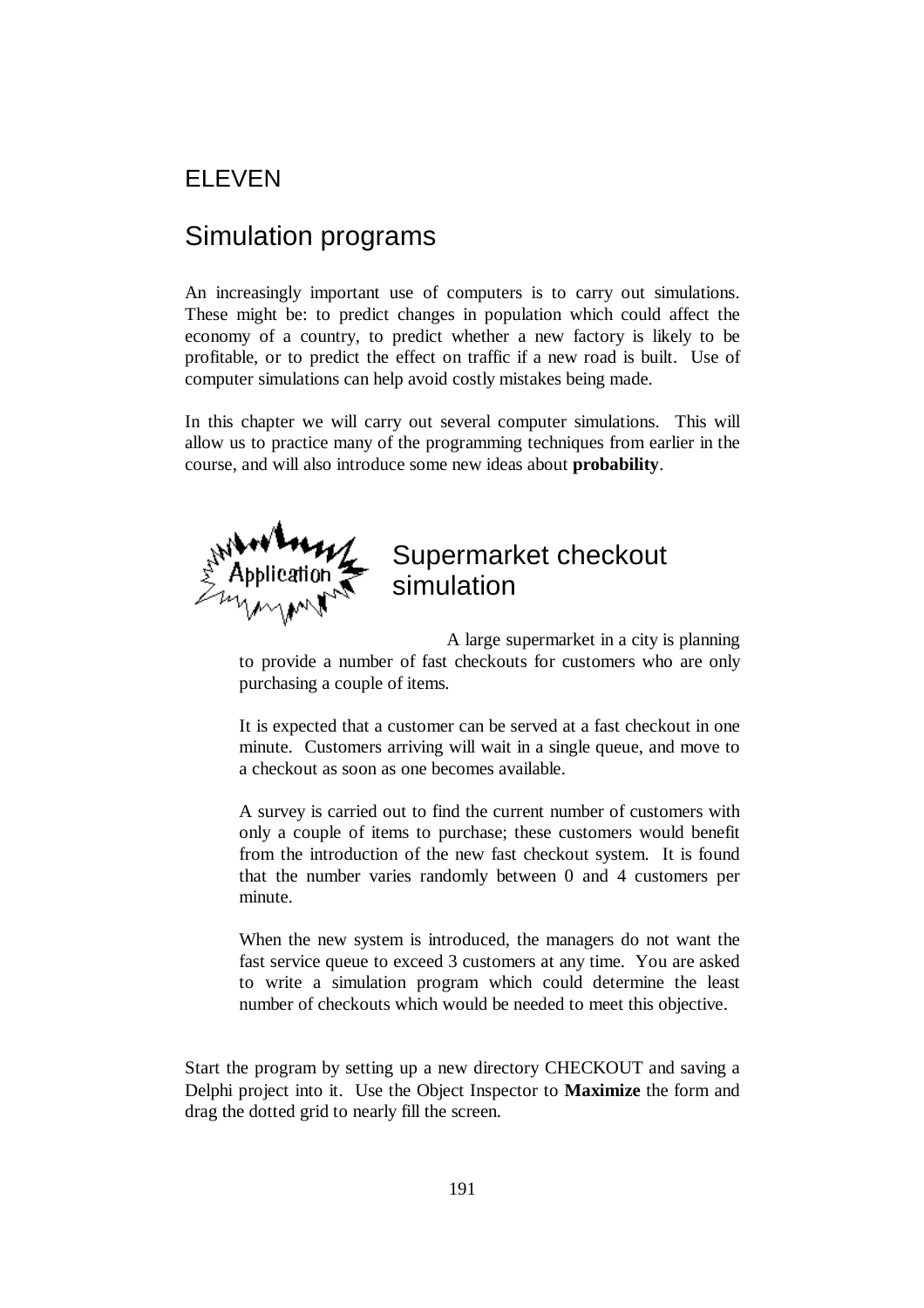# ELEVEN

# Simulation programs

An increasingly important use of computers is to carry out simulations. These might be: to predict changes in population which could affect the economy of a country, to predict whether a new factory is likely to be profitable, or to predict the effect on traffic if a new road is built. Use of computer simulations can help avoid costly mistakes being made.

In this chapter we will carry out several computer simulations. This will allow us to practice many of the programming techniques from earlier in the course, and will also introduce some new ideas about **probability**.

## Supermarket checkout simulation

> A large supermarket in a city is planning to provide a number of fast checkouts for customers who are only purchasing a couple of items.
>
> It is expected that a customer can be served at a fast checkout in one minute. Customers arriving will wait in a single queue, and move to a checkout as soon as one becomes available.
>
> A survey is carried out to find the current number of customers with only a couple of items to purchase; these customers would benefit from the introduction of the new fast checkout system. It is found that the number varies randomly between 0 and 4 customers per minute.
>
> When the new system is introduced, the managers do not want the fast service queue to exceed 3 customers at any time. You are asked to write a simulation program which could determine the least number of checkouts which would be needed to meet this objective.

Start the program by setting up a new directory CHECKOUT and saving a Delphi project into it. Use the Object Inspector to **Maximize** the form and drag the dotted grid to nearly fill the screen.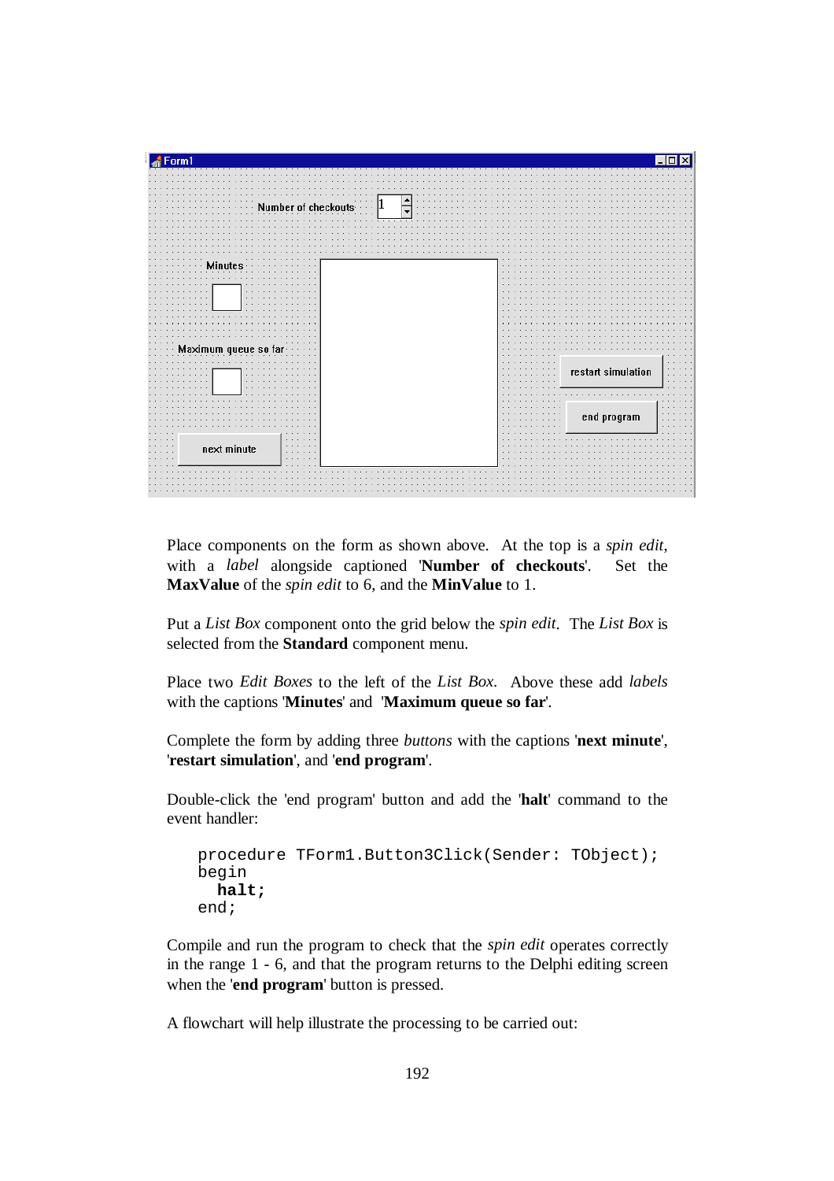Place components on the form as shown above. At the top is a *spin edit*, with a *label* alongside captioned '**Number of checkouts**'. Set the **MaxValue** of the *spin edit* to 6, and the **MinValue** to 1.

Put a *List Box* component onto the grid below the *spin edit*. The *List Box* is selected from the **Standard** component menu.

Place two *Edit Boxes* to the left of the *List Box*. Above these add *labels* with the captions '**Minutes**' and '**Maximum queue so far**'.

Complete the form by adding three *buttons* with the captions '**next minute**', '**restart simulation**', and '**end program**'.

Double-click the 'end program' button and add the '**halt**' command to the event handler:

```
procedure TForm1.Button3Click(Sender: TObject);
begin
  halt;
end;
```

Compile and run the program to check that the *spin edit* operates correctly in the range 1 - 6, and that the program returns to the Delphi editing screen when the '**end program**' button is pressed.

A flowchart will help illustrate the processing to be carried out: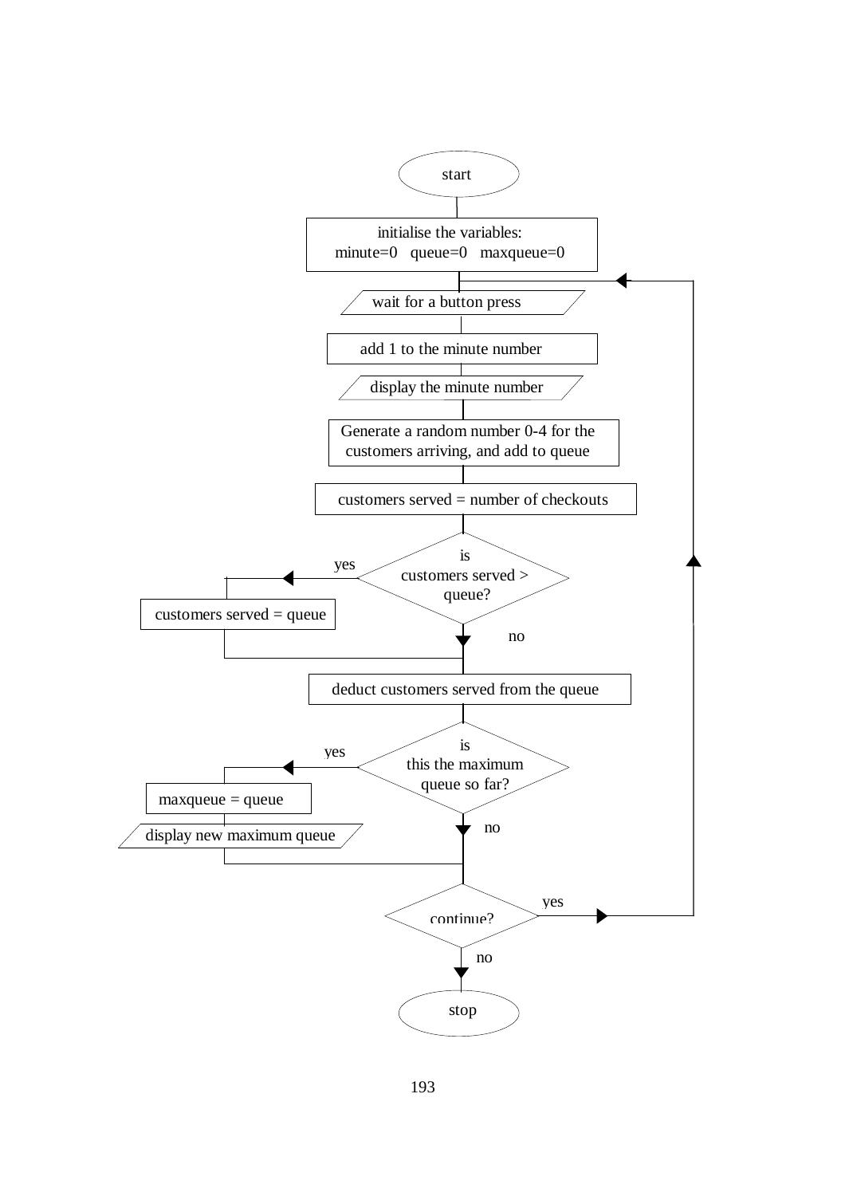start

initialise the variables:
minute=0 queue=0 maxqueue=0

wait for a button press

add 1 to the minute number

display the minute number

Generate a random number 0-4 for the customers arriving, and add to queue

customers served = number of checkouts

is customers served > queue?

yes

customers served = queue

no

deduct customers served from the queue

is this the maximum queue so far?

yes

maxqueue = queue

display new maximum queue

no

continue?

yes

no

stop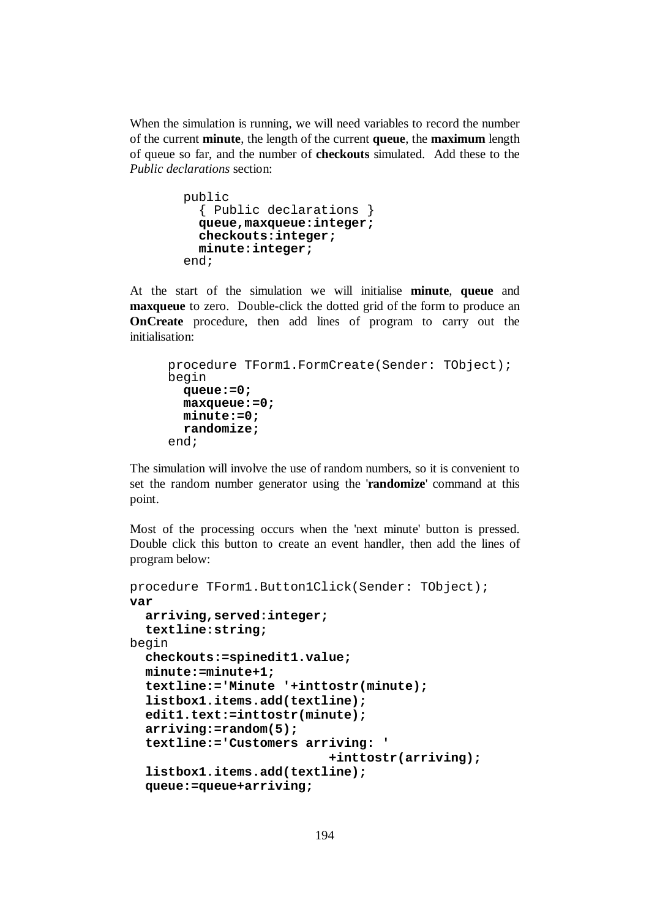When the simulation is running, we will need variables to record the number of the current **minute**, the length of the current **queue**, the **maximum** length of queue so far, and the number of **checkouts** simulated. Add these to the *Public declarations* section:

```
public
  { Public declarations }
  queue,maxqueue:integer;
  checkouts:integer;
  minute:integer;
end;
```

At the start of the simulation we will initialise **minute**, **queue** and **maxqueue** to zero. Double-click the dotted grid of the form to produce an **OnCreate** procedure, then add lines of program to carry out the initialisation:

```
procedure TForm1.FormCreate(Sender: TObject);
begin
  queue:=0;
  maxqueue:=0;
  minute:=0;
  randomize;
end;
```

The simulation will involve the use of random numbers, so it is convenient to set the random number generator using the '**randomize**' command at this point.

Most of the processing occurs when the 'next minute' button is pressed. Double click this button to create an event handler, then add the lines of program below:

```
procedure TForm1.Button1Click(Sender: TObject);
var
  arriving,served:integer;
  textline:string;
begin
  checkouts:=spinedit1.value;
  minute:=minute+1;
  textline:='Minute '+inttostr(minute);
  listbox1.items.add(textline);
  edit1.text:=inttostr(minute);
  arriving:=random(5);
  textline:='Customers arriving: '
                       +inttostr(arriving);
  listbox1.items.add(textline);
  queue:=queue+arriving;
```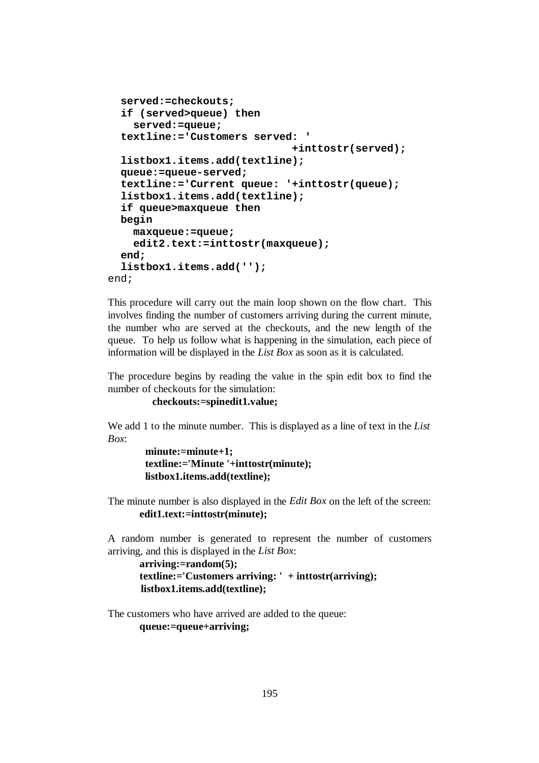```
  served:=checkouts;
  if (served>queue) then
    served:=queue;
  textline:='Customers served: '
                             +inttostr(served);
  listbox1.items.add(textline);
  queue:=queue-served;
  textline:='Current queue: '+inttostr(queue);
  listbox1.items.add(textline);
  if queue>maxqueue then
  begin
    maxqueue:=queue;
    edit2.text:=inttostr(maxqueue);
  end;
  listbox1.items.add('');
end;
```

This procedure will carry out the main loop shown on the flow chart. This involves finding the number of customers arriving during the current minute, the number who are served at the checkouts, and the new length of the queue. To help us follow what is happening in the simulation, each piece of information will be displayed in the *List Box* as soon as it is calculated.

The procedure begins by reading the value in the spin edit box to find the number of checkouts for the simulation:

**checkouts:=spinedit1.value;**

We add 1 to the minute number. This is displayed as a line of text in the *List Box*:

**minute:=minute+1;**
**textline:='Minute '+inttostr(minute);**
**listbox1.items.add(textline);**

The minute number is also displayed in the *Edit Box* on the left of the screen:

**edit1.text:=inttostr(minute);**

A random number is generated to represent the number of customers arriving, and this is displayed in the *List Box*:

**arriving:=random(5);**
**textline:='Customers arriving: ' + inttostr(arriving);**
**listbox1.items.add(textline);**

The customers who have arrived are added to the queue:

**queue:=queue+arriving;**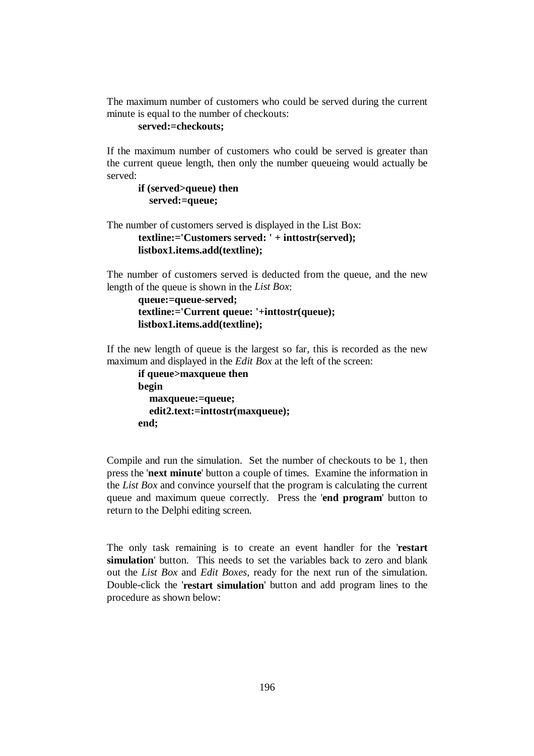The maximum number of customers who could be served during the current minute is equal to the number of checkouts:

```
served:=checkouts;
```

If the maximum number of customers who could be served is greater than the current queue length, then only the number queueing would actually be served:

```
if (served>queue) then
   served:=queue;
```

The number of customers served is displayed in the List Box:

```
textline:='Customers served: ' + inttostr(served);
listbox1.items.add(textline);
```

The number of customers served is deducted from the queue, and the new length of the queue is shown in the *List Box*:

```
queue:=queue-served;
textline:='Current queue: '+inttostr(queue);
listbox1.items.add(textline);
```

If the new length of queue is the largest so far, this is recorded as the new maximum and displayed in the *Edit Box* at the left of the screen:

```
if queue>maxqueue then
begin
   maxqueue:=queue;
   edit2.text:=inttostr(maxqueue);
end;
```

Compile and run the simulation. Set the number of checkouts to be 1, then press the '**next minute**' button a couple of times. Examine the information in the *List Box* and convince yourself that the program is calculating the current queue and maximum queue correctly. Press the '**end program**' button to return to the Delphi editing screen.

The only task remaining is to create an event handler for the '**restart simulation**' button. This needs to set the variables back to zero and blank out the *List Box* and *Edit Boxes*, ready for the next run of the simulation. Double-click the '**restart simulation**' button and add program lines to the procedure as shown below: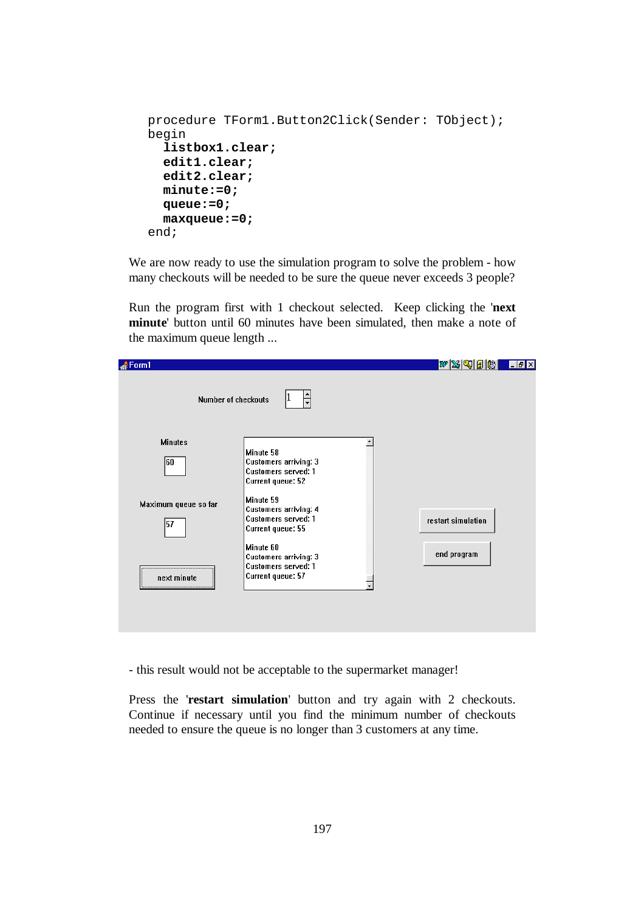```
procedure TForm1.Button2Click(Sender: TObject);
begin
  listbox1.clear;
  edit1.clear;
  edit2.clear;
  minute:=0;
  queue:=0;
  maxqueue:=0;
end;
```

We are now ready to use the simulation program to solve the problem - how many checkouts will be needed to be sure the queue never exceeds 3 people?

Run the program first with 1 checkout selected. Keep clicking the '**next minute**' button until 60 minutes have been simulated, then make a note of the maximum queue length ...

Form1

Number of checkouts: 1

Minutes: 60

Maximum queue so far: 57

Minute 58
Customers arriving: 3
Customers served: 1
Current queue: 52

Minute 59
Customers arriving: 4
Customers served: 1
Current queue: 55

Minute 60
Customers arriving: 3
Customers served: 1
Current queue: 57

next minute | restart simulation | end program

- this result would not be acceptable to the supermarket manager!

Press the '**restart simulation**' button and try again with 2 checkouts. Continue if necessary until you find the minimum number of checkouts needed to ensure the queue is no longer than 3 customers at any time.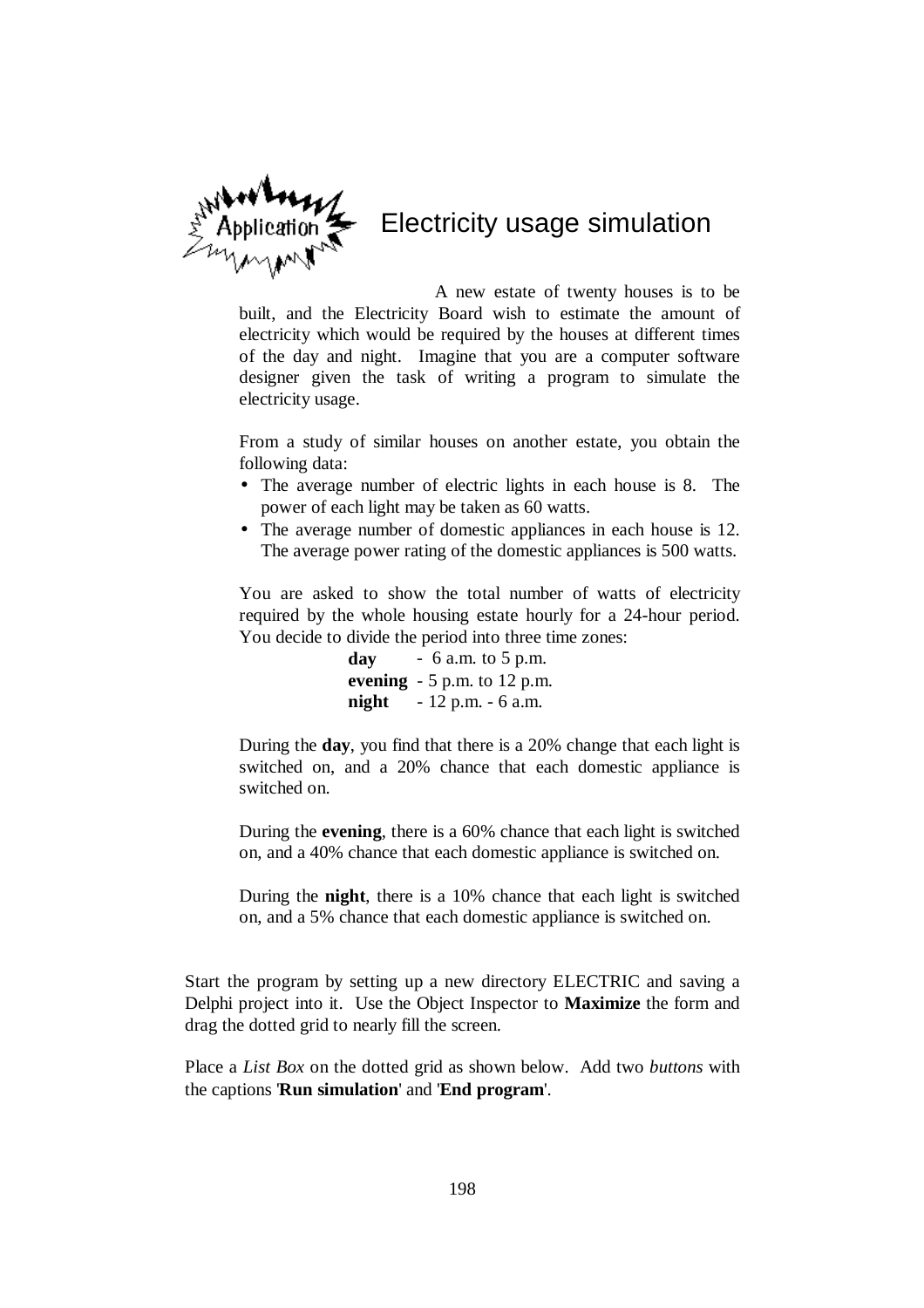# Electricity usage simulation

A new estate of twenty houses is to be built, and the Electricity Board wish to estimate the amount of electricity which would be required by the houses at different times of the day and night. Imagine that you are a computer software designer given the task of writing a program to simulate the electricity usage.

From a study of similar houses on another estate, you obtain the following data:

- The average number of electric lights in each house is 8. The power of each light may be taken as 60 watts.
- The average number of domestic appliances in each house is 12. The average power rating of the domestic appliances is 500 watts.

You are asked to show the total number of watts of electricity required by the whole housing estate hourly for a 24-hour period. You decide to divide the period into three time zones:

**day** - 6 a.m. to 5 p.m.
**evening** - 5 p.m. to 12 p.m.
**night** - 12 p.m. - 6 a.m.

During the **day**, you find that there is a 20% change that each light is switched on, and a 20% chance that each domestic appliance is switched on.

During the **evening**, there is a 60% chance that each light is switched on, and a 40% chance that each domestic appliance is switched on.

During the **night**, there is a 10% chance that each light is switched on, and a 5% chance that each domestic appliance is switched on.

Start the program by setting up a new directory ELECTRIC and saving a Delphi project into it. Use the Object Inspector to **Maximize** the form and drag the dotted grid to nearly fill the screen.

Place a *List Box* on the dotted grid as shown below. Add two *buttons* with the captions '**Run simulation**' and '**End program**'.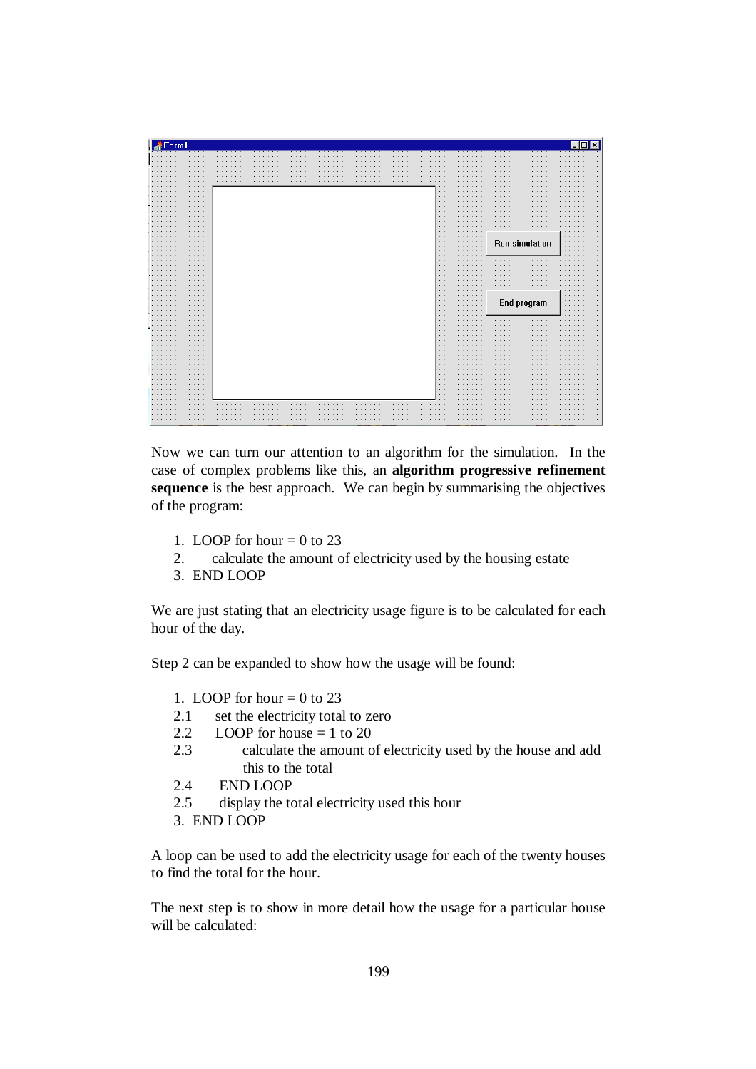Now we can turn our attention to an algorithm for the simulation. In the case of complex problems like this, an **algorithm progressive refinement sequence** is the best approach. We can begin by summarising the objectives of the program:

```
1.  LOOP for hour = 0 to 23
2.      calculate the amount of electricity used by the housing estate
3.  END LOOP
```

We are just stating that an electricity usage figure is to be calculated for each hour of the day.

Step 2 can be expanded to show how the usage will be found:

```
1.   LOOP for hour = 0 to 23
2.1      set the electricity total to zero
2.2      LOOP for house = 1 to 20
2.3          calculate the amount of electricity used by the house and add
             this to the total
2.4      END LOOP
2.5      display the total electricity used this hour
3.   END LOOP
```

A loop can be used to add the electricity usage for each of the twenty houses to find the total for the hour.

The next step is to show in more detail how the usage for a particular house will be calculated: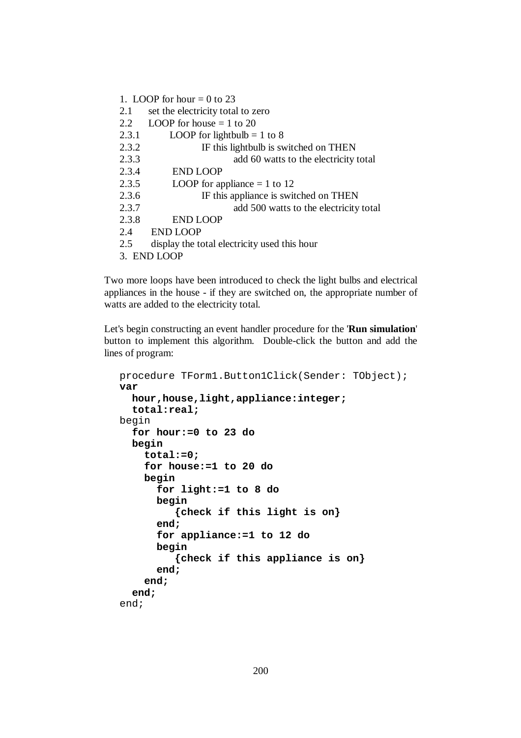```
1.  LOOP for hour = 0 to 23
2.1     set the electricity total to zero
2.2     LOOP for house = 1 to 20
2.3.1       LOOP for lightbulb = 1 to 8
2.3.2           IF this lightbulb is switched on THEN
2.3.3               add 60 watts to the electricity total
2.3.4       END LOOP
2.3.5       LOOP for appliance = 1 to 12
2.3.6           IF this appliance is switched on THEN
2.3.7               add 500 watts to the electricity total
2.3.8       END LOOP
2.4     END LOOP
2.5     display the total electricity used this hour
3.  END LOOP
```

Two more loops have been introduced to check the light bulbs and electrical appliances in the house - if they are switched on, the appropriate number of watts are added to the electricity total.

Let's begin constructing an event handler procedure for the '**Run simulation**' button to implement this algorithm. Double-click the button and add the lines of program:

```
procedure TForm1.Button1Click(Sender: TObject);
var
  hour,house,light,appliance:integer;
  total:real;
begin
  for hour:=0 to 23 do
  begin
    total:=0;
    for house:=1 to 20 do
    begin
      for light:=1 to 8 do
      begin
         {check if this light is on}
      end;
      for appliance:=1 to 12 do
      begin
         {check if this appliance is on}
      end;
    end;
  end;
end;
```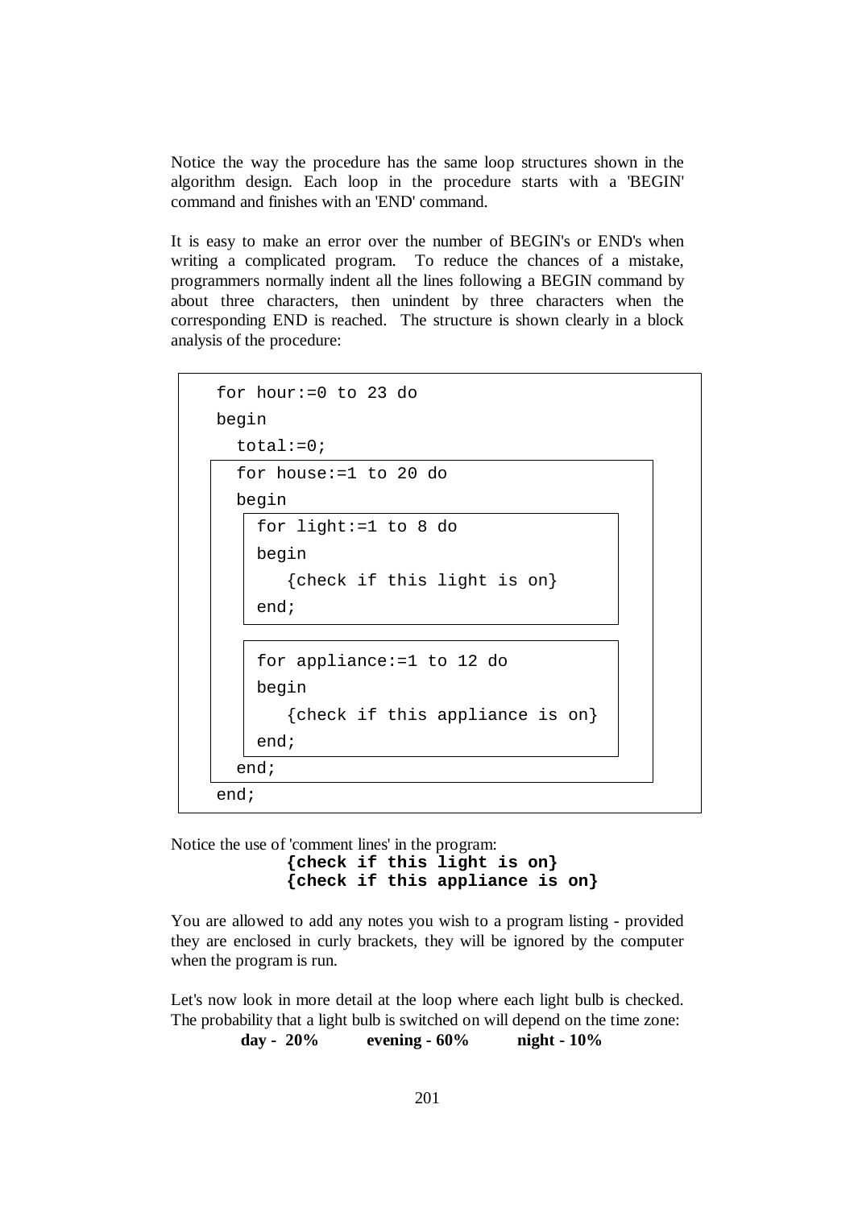Notice the way the procedure has the same loop structures shown in the algorithm design. Each loop in the procedure starts with a 'BEGIN' command and finishes with an 'END' command.

It is easy to make an error over the number of BEGIN's or END's when writing a complicated program. To reduce the chances of a mistake, programmers normally indent all the lines following a BEGIN command by about three characters, then unindent by three characters when the corresponding END is reached. The structure is shown clearly in a block analysis of the procedure:

```
for hour:=0 to 23 do
begin
  total:=0;
  for house:=1 to 20 do
  begin
    for light:=1 to 8 do
    begin
       {check if this light is on}
    end;

    for appliance:=1 to 12 do
    begin
       {check if this appliance is on}
    end;
  end;
end;
```

Notice the use of 'comment lines' in the program:

```
{check if this light is on}
{check if this appliance is on}
```

You are allowed to add any notes you wish to a program listing - provided they are enclosed in curly brackets, they will be ignored by the computer when the program is run.

Let's now look in more detail at the loop where each light bulb is checked. The probability that a light bulb is switched on will depend on the time zone:

**day - 20%** **evening - 60%** **night - 10%**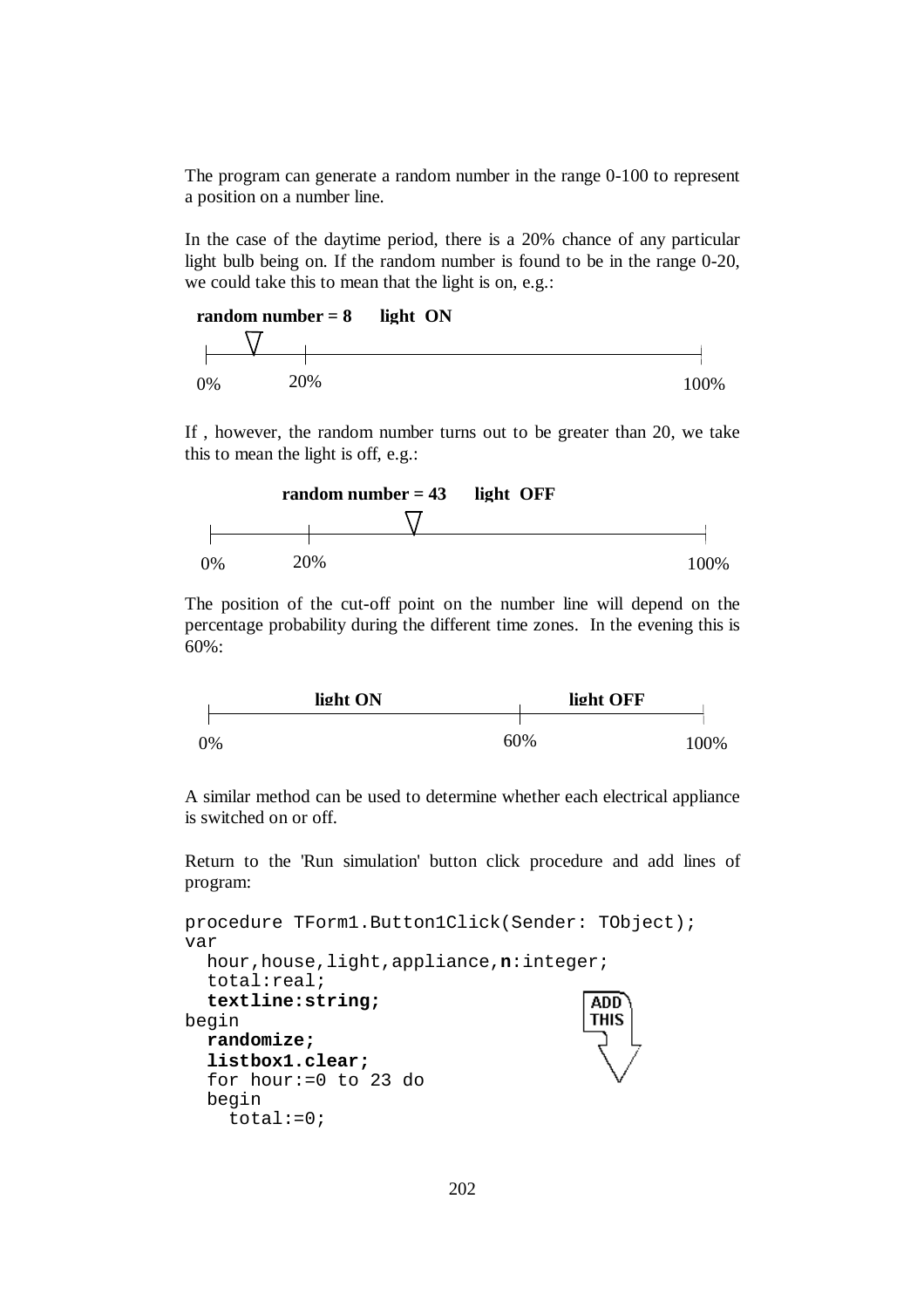The program can generate a random number in the range 0-100 to represent a position on a number line.

In the case of the daytime period, there is a 20% chance of any particular light bulb being on. If the random number is found to be in the range 0-20, we could take this to mean that the light is on, e.g.:

**random number = 8 light ON**

0% 20% 100%

If , however, the random number turns out to be greater than 20, we take this to mean the light is off, e.g.:

**random number = 43 light OFF**

0% 20% 100%

The position of the cut-off point on the number line will depend on the percentage probability during the different time zones. In the evening this is 60%:

**light ON** **light OFF**

0% 60% 100%

A similar method can be used to determine whether each electrical appliance is switched on or off.

Return to the 'Run simulation' button click procedure and add lines of program:

```
procedure TForm1.Button1Click(Sender: TObject);
var
  hour,house,light,appliance,n:integer;
  total:real;
  textline:string;
begin
  randomize;
  listbox1.clear;
  for hour:=0 to 23 do
  begin
    total:=0;
```

ADD THIS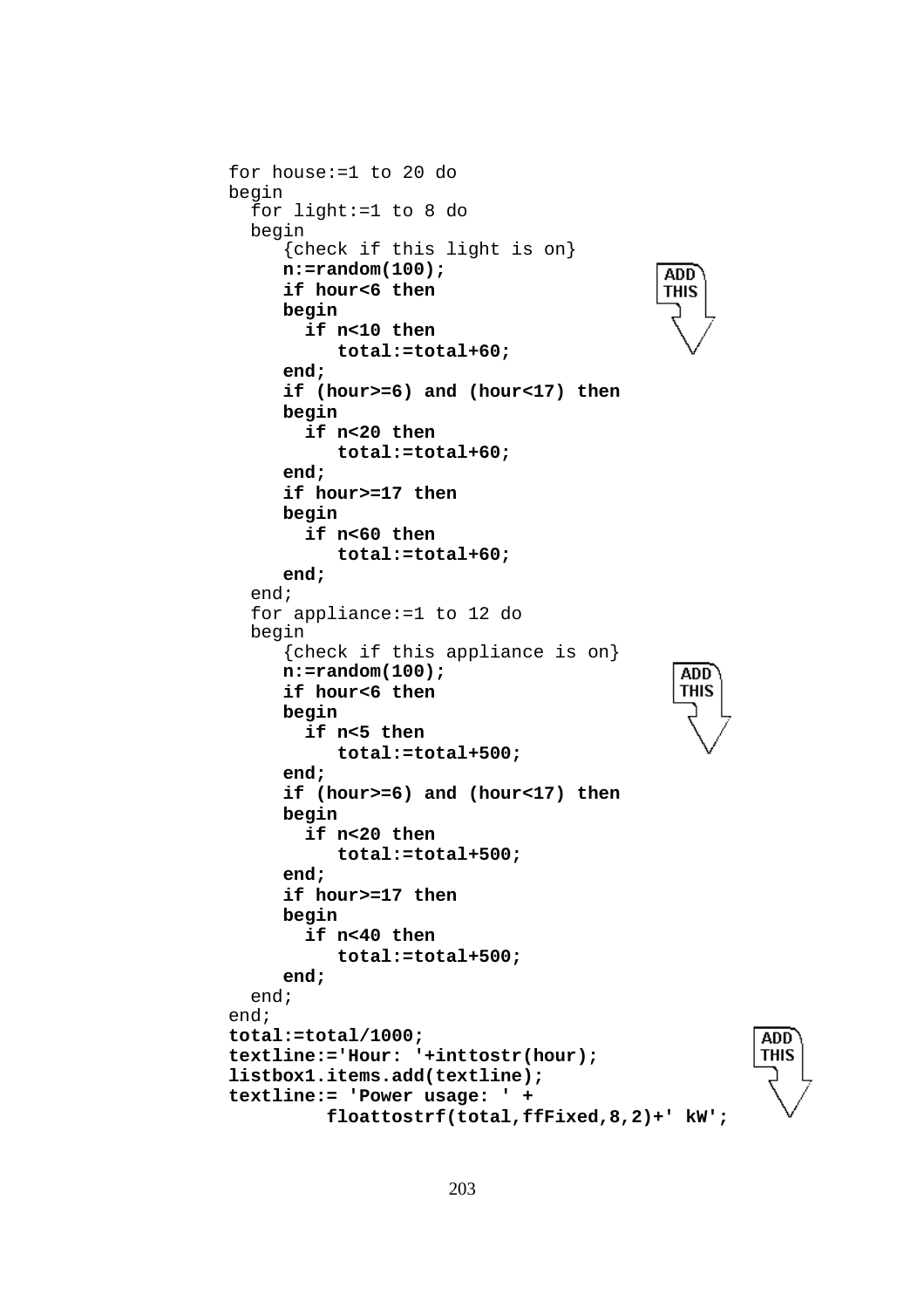```
for house:=1 to 20 do
begin
  for light:=1 to 8 do
  begin
     {check if this light is on}
     n:=random(100);
     if hour<6 then
     begin
       if n<10 then
          total:=total+60;
     end;
     if (hour>=6) and (hour<17) then
     begin
       if n<20 then
          total:=total+60;
     end;
     if hour>=17 then
     begin
       if n<60 then
          total:=total+60;
     end;
  end;
  for appliance:=1 to 12 do
  begin
     {check if this appliance is on}
     n:=random(100);
     if hour<6 then
     begin
       if n<5 then
          total:=total+500;
     end;
     if (hour>=6) and (hour<17) then
     begin
       if n<20 then
          total:=total+500;
     end;
     if hour>=17 then
     begin
       if n<40 then
          total:=total+500;
     end;
  end;
end;
total:=total/1000;
textline:='Hour: '+inttostr(hour);
listbox1.items.add(textline);
textline:= 'Power usage: ' +
         floattostrf(total,ffFixed,8,2)+' kW';
```

ADD THIS

ADD THIS

ADD THIS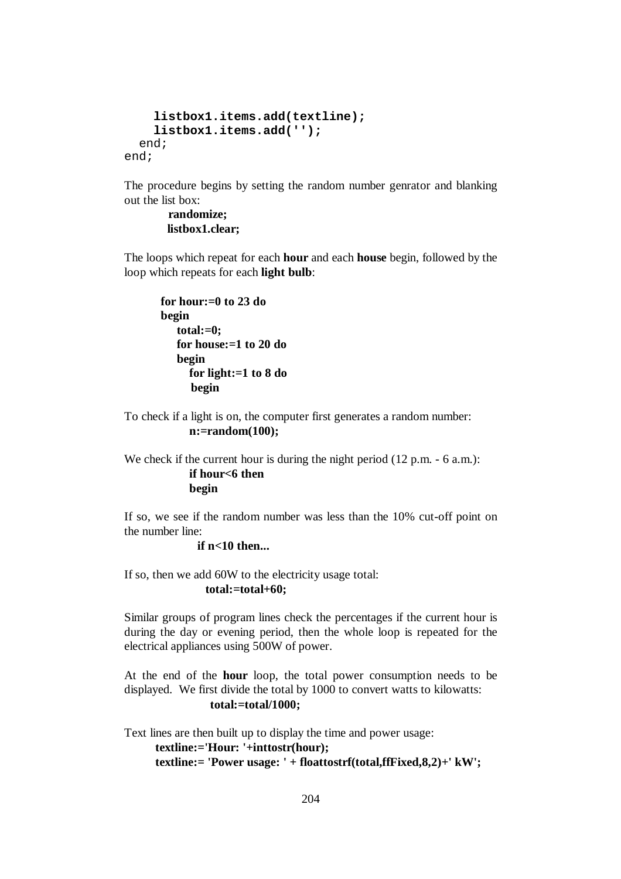```
    listbox1.items.add(textline);
    listbox1.items.add('');
  end;
end;
```

The procedure begins by setting the random number genrator and blanking out the list box:

```
randomize;
listbox1.clear;
```

The loops which repeat for each **hour** and each **house** begin, followed by the loop which repeats for each **light bulb**:

```
for hour:=0 to 23 do
begin
   total:=0;
   for house:=1 to 20 do
   begin
      for light:=1 to 8 do
      begin
```

To check if a light is on, the computer first generates a random number:

```
n:=random(100);
```

We check if the current hour is during the night period (12 p.m. - 6 a.m.):

```
if hour<6 then
begin
```

If so, we see if the random number was less than the 10% cut-off point on the number line:

```
if n<10 then...
```

If so, then we add 60W to the electricity usage total:

```
total:=total+60;
```

Similar groups of program lines check the percentages if the current hour is during the day or evening period, then the whole loop is repeated for the electrical appliances using 500W of power.

At the end of the **hour** loop, the total power consumption needs to be displayed. We first divide the total by 1000 to convert watts to kilowatts:

```
total:=total/1000;
```

Text lines are then built up to display the time and power usage:

```
textline:='Hour: '+inttostr(hour);
textline:= 'Power usage: ' + floattostrf(total,ffFixed,8,2)+' kW';
```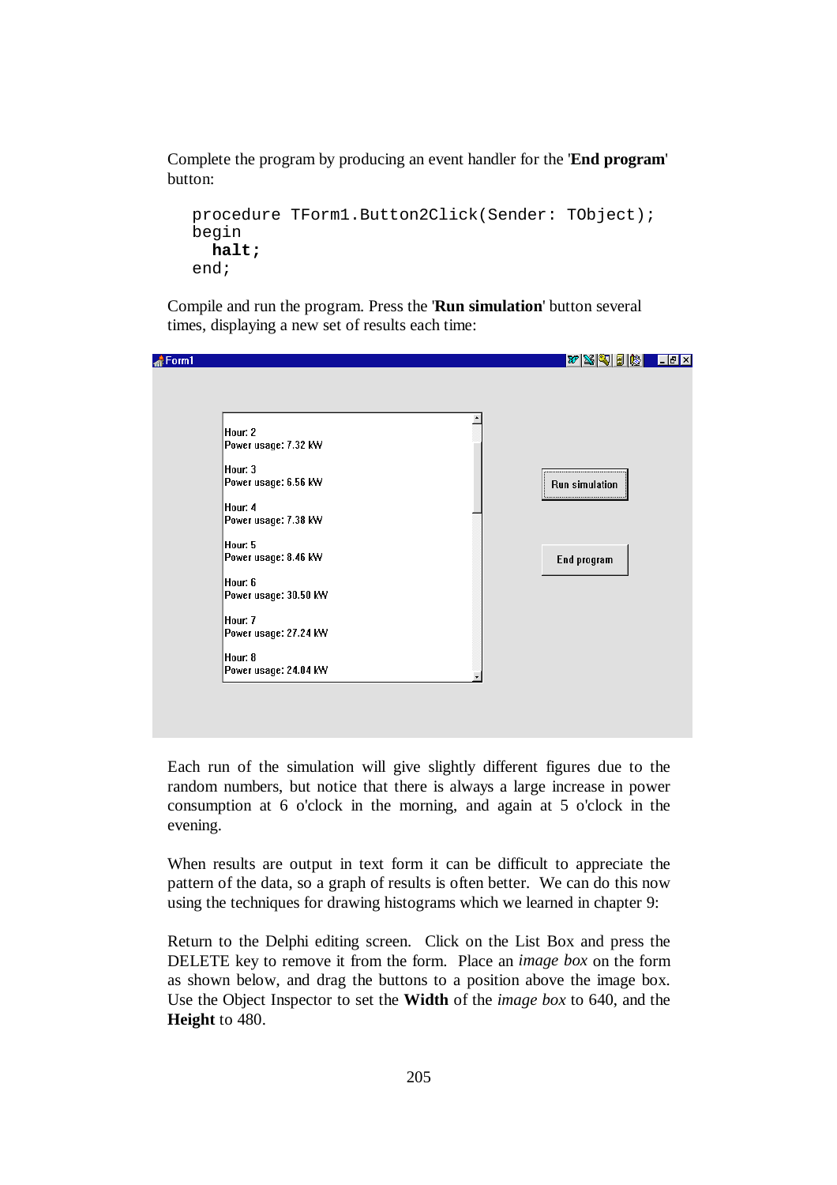Complete the program by producing an event handler for the '**End program**' button:

```
procedure TForm1.Button2Click(Sender: TObject);
begin
  halt;
end;
```

Compile and run the program. Press the '**Run simulation**' button several times, displaying a new set of results each time:

Each run of the simulation will give slightly different figures due to the random numbers, but notice that there is always a large increase in power consumption at 6 o'clock in the morning, and again at 5 o'clock in the evening.

When results are output in text form it can be difficult to appreciate the pattern of the data, so a graph of results is often better. We can do this now using the techniques for drawing histograms which we learned in chapter 9:

Return to the Delphi editing screen. Click on the List Box and press the DELETE key to remove it from the form. Place an *image box* on the form as shown below, and drag the buttons to a position above the image box. Use the Object Inspector to set the **Width** of the *image box* to 640, and the **Height** to 480.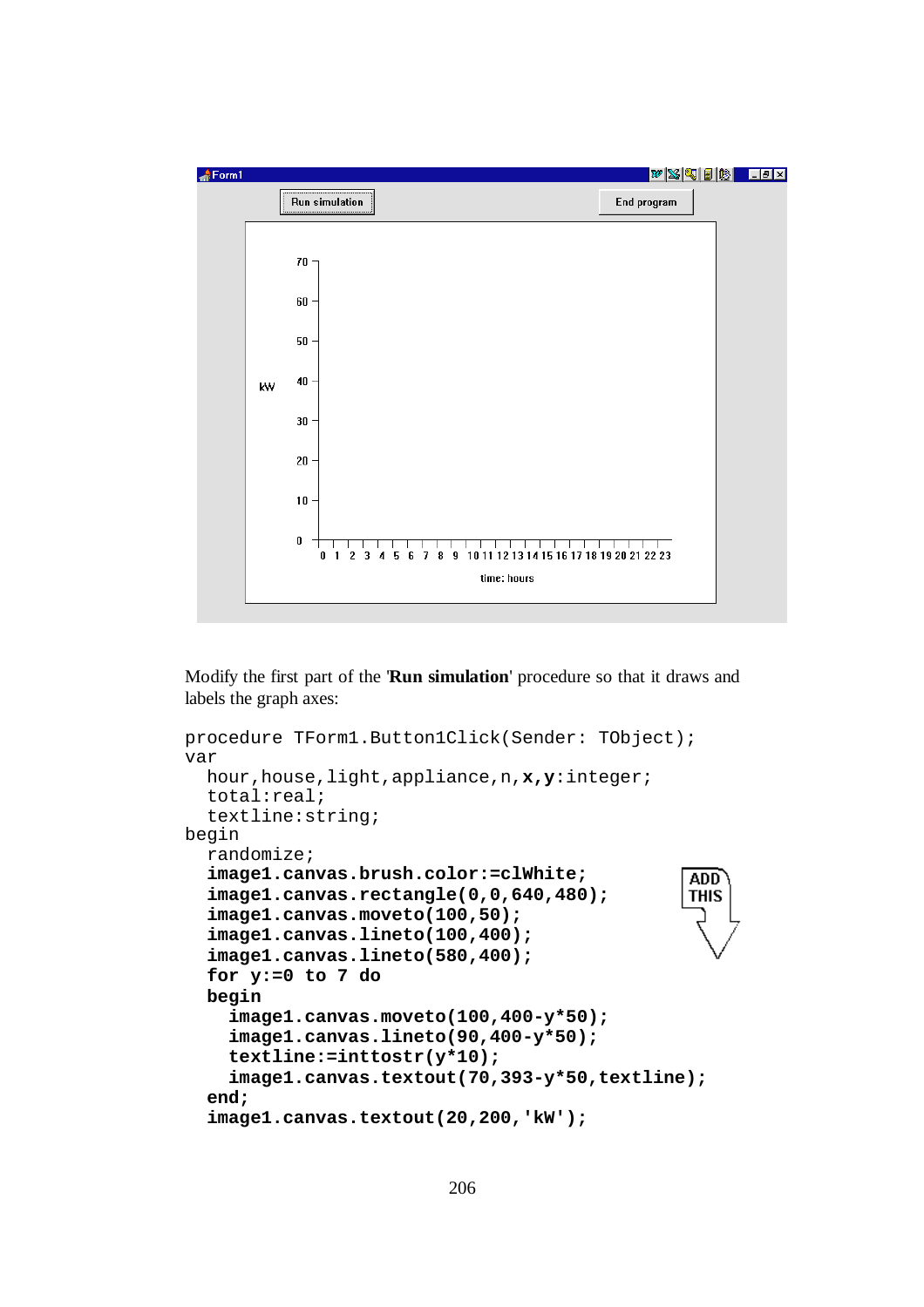Modify the first part of the '**Run simulation**' procedure so that it draws and labels the graph axes:

```
procedure TForm1.Button1Click(Sender: TObject);
var
  hour,house,light,appliance,n,x,y:integer;
  total:real;
  textline:string;
begin
  randomize;
  image1.canvas.brush.color:=clWhite;
  image1.canvas.rectangle(0,0,640,480);
  image1.canvas.moveto(100,50);
  image1.canvas.lineto(100,400);
  image1.canvas.lineto(580,400);
  for y:=0 to 7 do
  begin
    image1.canvas.moveto(100,400-y*50);
    image1.canvas.lineto(90,400-y*50);
    textline:=inttostr(y*10);
    image1.canvas.textout(70,393-y*50,textline);
  end;
  image1.canvas.textout(20,200,'kW');
```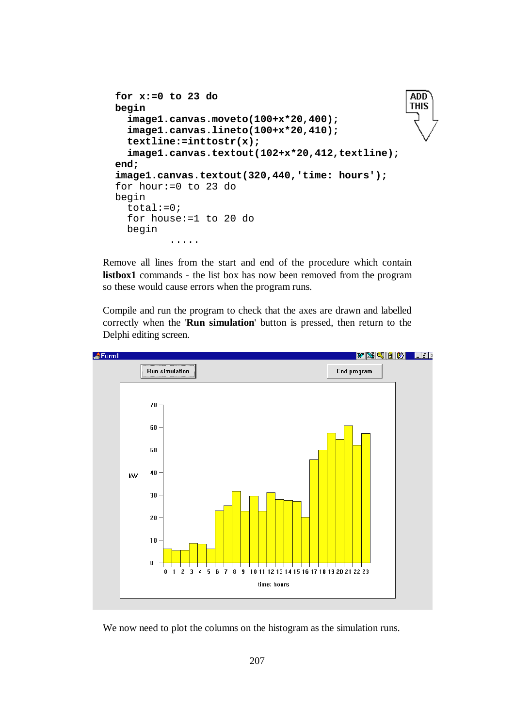```
for x:=0 to 23 do
begin
  image1.canvas.moveto(100+x*20,400);
  image1.canvas.lineto(100+x*20,410);
  textline:=inttostr(x);
  image1.canvas.textout(102+x*20,412,textline);
end;
image1.canvas.textout(320,440,'time: hours');
for hour:=0 to 23 do
begin
  total:=0;
  for house:=1 to 20 do
  begin
         .....
```

ADD THIS

Remove all lines from the start and end of the procedure which contain **listbox1** commands - the list box has now been removed from the program so these would cause errors when the program runs.

Compile and run the program to check that the axes are drawn and labelled correctly when the '**Run simulation**' button is pressed, then return to the Delphi editing screen.

We now need to plot the columns on the histogram as the simulation runs.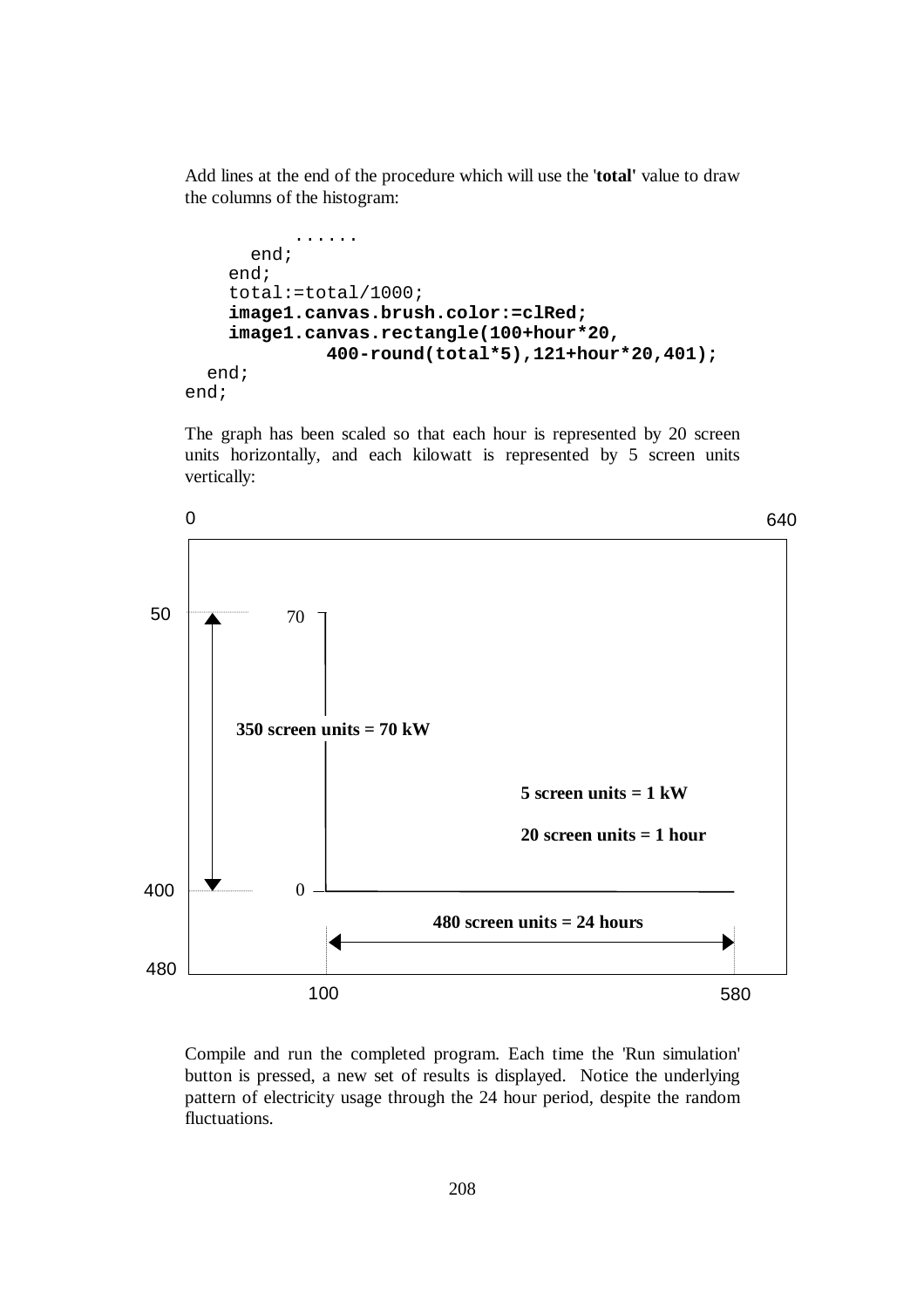Add lines at the end of the procedure which will use the '**total**' value to draw the columns of the histogram:

```
        ......
      end;
    end;
    total:=total/1000;
    image1.canvas.brush.color:=clRed;
    image1.canvas.rectangle(100+hour*20,
             400-round(total*5),121+hour*20,401);
  end;
end;
```

The graph has been scaled so that each hour is represented by 20 screen units horizontally, and each kilowatt is represented by 5 screen units vertically:

0

640

50

70

**350 screen units = 70 kW**

**5 screen units = 1 kW**

**20 screen units = 1 hour**

400

0

**480 screen units = 24 hours**

480

100

580

Compile and run the completed program. Each time the 'Run simulation' button is pressed, a new set of results is displayed. Notice the underlying pattern of electricity usage through the 24 hour period, despite the random fluctuations.